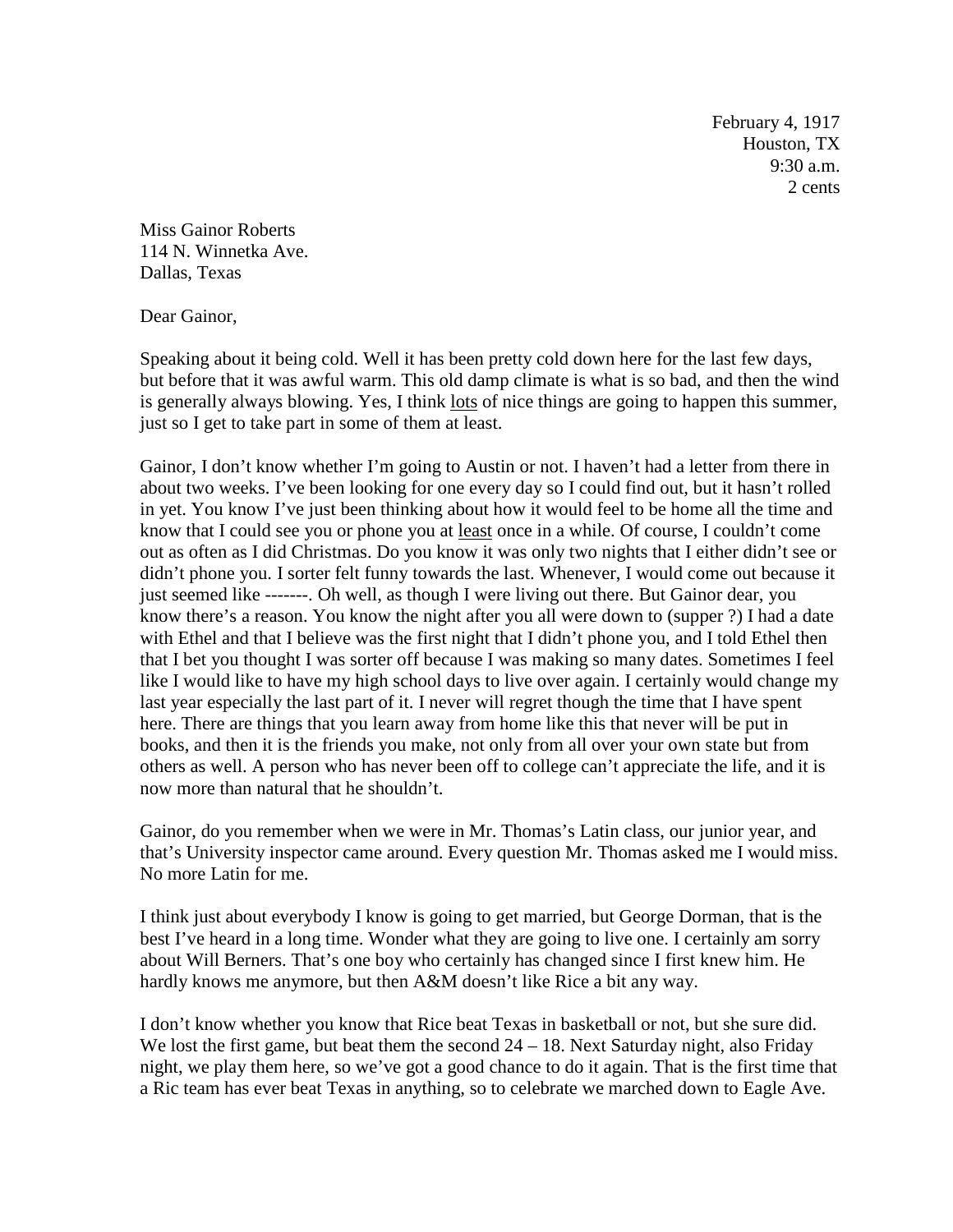February 4, 1917
Houston, TX
9:30 a.m.
2 cents

Miss Gainor Roberts
114 N. Winnetka Ave.
Dallas, Texas

Dear Gainor,

Speaking about it being cold. Well it has been pretty cold down here for the last few days, but before that it was awful warm. This old damp climate is what is so bad, and then the wind is generally always blowing. Yes, I think lots of nice things are going to happen this summer, just so I get to take part in some of them at least.

Gainor, I don't know whether I'm going to Austin or not. I haven't had a letter from there in about two weeks. I've been looking for one every day so I could find out, but it hasn't rolled in yet. You know I've just been thinking about how it would feel to be home all the time and know that I could see you or phone you at least once in a while. Of course, I couldn't come out as often as I did Christmas. Do you know it was only two nights that I either didn't see or didn't phone you. I sorter felt funny towards the last. Whenever, I would come out because it just seemed like -------. Oh well, as though I were living out there. But Gainor dear, you know there's a reason. You know the night after you all were down to (supper ?) I had a date with Ethel and that I believe was the first night that I didn't phone you, and I told Ethel then that I bet you thought I was sorter off because I was making so many dates. Sometimes I feel like I would like to have my high school days to live over again. I certainly would change my last year especially the last part of it. I never will regret though the time that I have spent here. There are things that you learn away from home like this that never will be put in books, and then it is the friends you make, not only from all over your own state but from others as well. A person who has never been off to college can't appreciate the life, and it is now more than natural that he shouldn't.

Gainor, do you remember when we were in Mr. Thomas's Latin class, our junior year, and that's University inspector came around. Every question Mr. Thomas asked me I would miss. No more Latin for me.

I think just about everybody I know is going to get married, but George Dorman, that is the best I've heard in a long time. Wonder what they are going to live one. I certainly am sorry about Will Berners. That's one boy who certainly has changed since I first knew him. He hardly knows me anymore, but then A&M doesn't like Rice a bit any way.

I don't know whether you know that Rice beat Texas in basketball or not, but she sure did. We lost the first game, but beat them the second 24 – 18. Next Saturday night, also Friday night, we play them here, so we've got a good chance to do it again. That is the first time that a Ric team has ever beat Texas in anything, so to celebrate we marched down to Eagle Ave.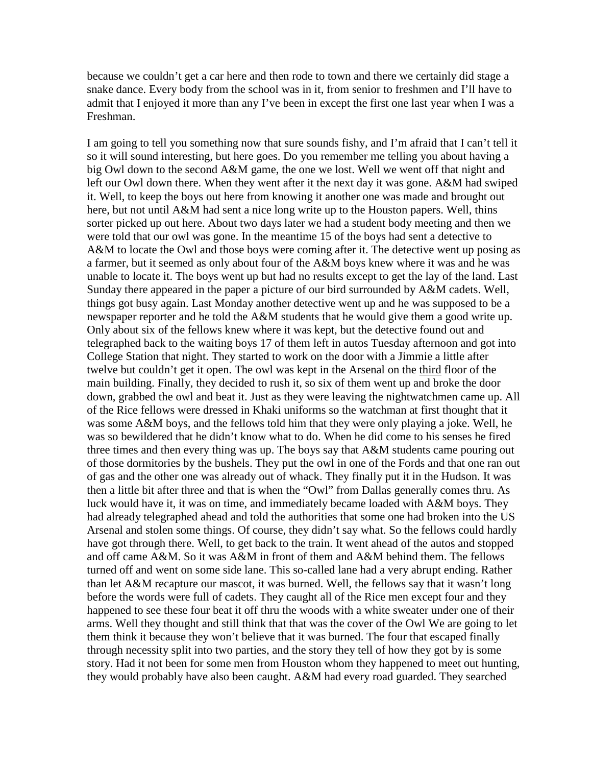because we couldn't get a car here and then rode to town and there we certainly did stage a snake dance. Every body from the school was in it, from senior to freshmen and I'll have to admit that I enjoyed it more than any I've been in except the first one last year when I was a Freshman.

I am going to tell you something now that sure sounds fishy, and I'm afraid that I can't tell it so it will sound interesting, but here goes. Do you remember me telling you about having a big Owl down to the second A&M game, the one we lost. Well we went off that night and left our Owl down there. When they went after it the next day it was gone. A&M had swiped it. Well, to keep the boys out here from knowing it another one was made and brought out here, but not until A&M had sent a nice long write up to the Houston papers. Well, thins sorter picked up out here. About two days later we had a student body meeting and then we were told that our owl was gone. In the meantime 15 of the boys had sent a detective to A&M to locate the Owl and those boys were coming after it. The detective went up posing as a farmer, but it seemed as only about four of the A&M boys knew where it was and he was unable to locate it. The boys went up but had no results except to get the lay of the land. Last Sunday there appeared in the paper a picture of our bird surrounded by A&M cadets. Well, things got busy again. Last Monday another detective went up and he was supposed to be a newspaper reporter and he told the A&M students that he would give them a good write up. Only about six of the fellows knew where it was kept, but the detective found out and telegraphed back to the waiting boys 17 of them left in autos Tuesday afternoon and got into College Station that night. They started to work on the door with a Jimmie a little after twelve but couldn't get it open. The owl was kept in the Arsenal on the <u>third</u> floor of the main building. Finally, they decided to rush it, so six of them went up and broke the door down, grabbed the owl and beat it. Just as they were leaving the nightwatchmen came up. All of the Rice fellows were dressed in Khaki uniforms so the watchman at first thought that it was some A&M boys, and the fellows told him that they were only playing a joke. Well, he was so bewildered that he didn't know what to do. When he did come to his senses he fired three times and then every thing was up. The boys say that A&M students came pouring out of those dormitories by the bushels. They put the owl in one of the Fords and that one ran out of gas and the other one was already out of whack. They finally put it in the Hudson. It was then a little bit after three and that is when the "Owl" from Dallas generally comes thru. As luck would have it, it was on time, and immediately became loaded with A&M boys. They had already telegraphed ahead and told the authorities that some one had broken into the US Arsenal and stolen some things. Of course, they didn't say what. So the fellows could hardly have got through there. Well, to get back to the train. It went ahead of the autos and stopped and off came A&M. So it was A&M in front of them and A&M behind them. The fellows turned off and went on some side lane. This so-called lane had a very abrupt ending. Rather than let A&M recapture our mascot, it was burned. Well, the fellows say that it wasn't long before the words were full of cadets. They caught all of the Rice men except four and they happened to see these four beat it off thru the woods with a white sweater under one of their arms. Well they thought and still think that that was the cover of the Owl We are going to let them think it because they won't believe that it was burned. The four that escaped finally through necessity split into two parties, and the story they tell of how they got by is some story. Had it not been for some men from Houston whom they happened to meet out hunting, they would probably have also been caught. A&M had every road guarded. They searched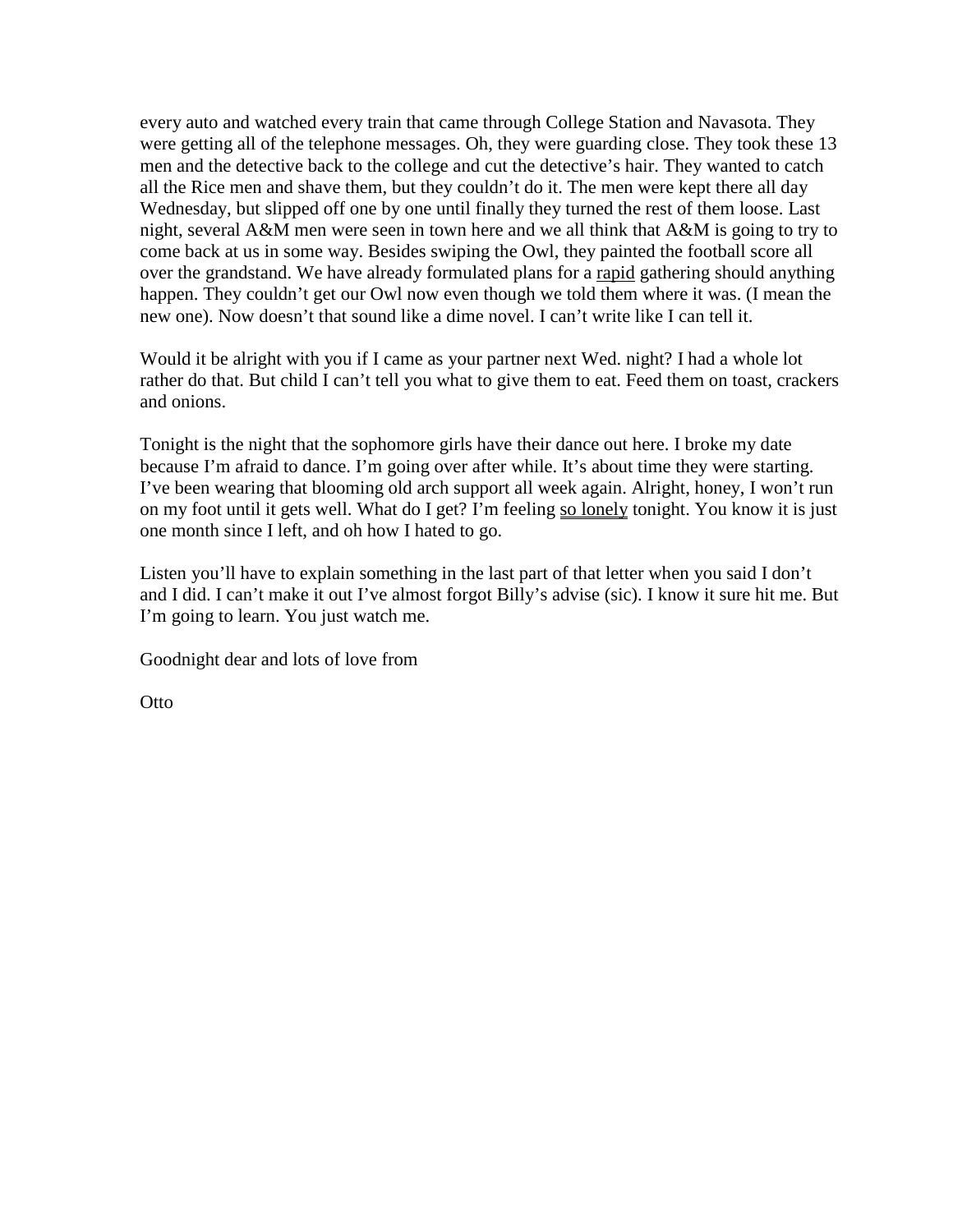every auto and watched every train that came through College Station and Navasota. They were getting all of the telephone messages. Oh, they were guarding close. They took these 13 men and the detective back to the college and cut the detective's hair. They wanted to catch all the Rice men and shave them, but they couldn't do it. The men were kept there all day Wednesday, but slipped off one by one until finally they turned the rest of them loose. Last night, several A&M men were seen in town here and we all think that A&M is going to try to come back at us in some way. Besides swiping the Owl, they painted the football score all over the grandstand. We have already formulated plans for a <u>rapid</u> gathering should anything happen. They couldn't get our Owl now even though we told them where it was. (I mean the new one). Now doesn't that sound like a dime novel. I can't write like I can tell it.

Would it be alright with you if I came as your partner next Wed. night? I had a whole lot rather do that. But child I can't tell you what to give them to eat. Feed them on toast, crackers and onions.

Tonight is the night that the sophomore girls have their dance out here. I broke my date because I'm afraid to dance. I'm going over after while. It's about time they were starting. I've been wearing that blooming old arch support all week again. Alright, honey, I won't run on my foot until it gets well. What do I get? I'm feeling <u>so lonely</u> tonight. You know it is just one month since I left, and oh how I hated to go.

Listen you'll have to explain something in the last part of that letter when you said I don't and I did. I can't make it out I've almost forgot Billy's advise (sic). I know it sure hit me. But I'm going to learn. You just watch me.

Goodnight dear and lots of love from

Otto